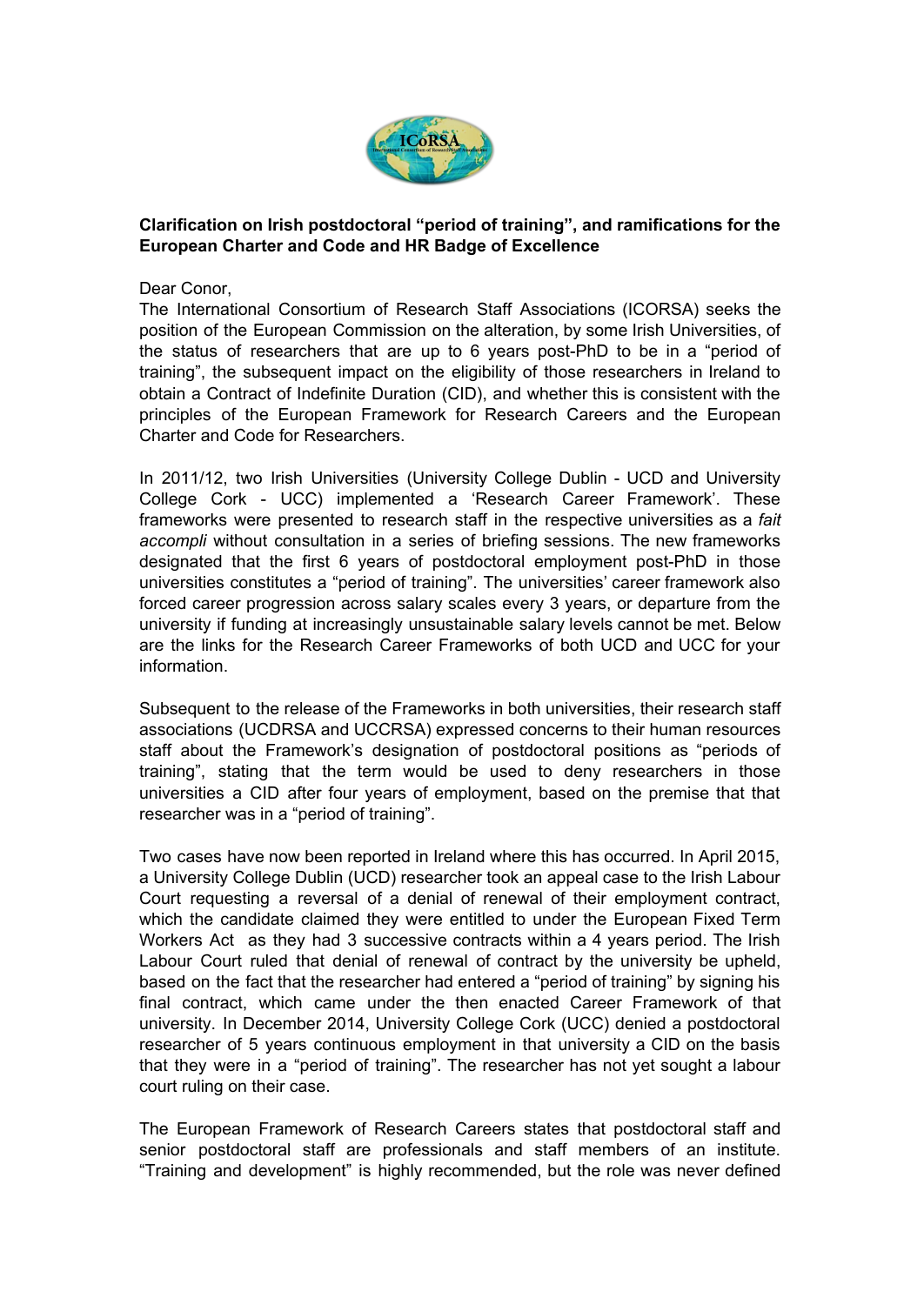**Clarification on Irish postdoctoral "period of training", and ramifications for the European Charter and Code and HR Badge of Excellence**

Dear Conor,

The International Consortium of Research Staff Associations (ICORSA) seeks the position of the European Commission on the alteration, by some Irish Universities, of the status of researchers that are up to 6 years post-PhD to be in a "period of training", the subsequent impact on the eligibility of those researchers in Ireland to obtain a Contract of Indefinite Duration (CID), and whether this is consistent with the principles of the European Framework for Research Careers and the European Charter and Code for Researchers.

In 2011/12, two Irish Universities (University College Dublin - UCD and University College Cork - UCC) implemented a 'Research Career Framework'. These frameworks were presented to research staff in the respective universities as a *fait accompli* without consultation in a series of briefing sessions. The new frameworks designated that the first 6 years of postdoctoral employment post-PhD in those universities constitutes a "period of training". The universities' career framework also forced career progression across salary scales every 3 years, or departure from the university if funding at increasingly unsustainable salary levels cannot be met. Below are the links for the Research Career Frameworks of both UCD and UCC for your information.

Subsequent to the release of the Frameworks in both universities, their research staff associations (UCDRSA and UCCRSA) expressed concerns to their human resources staff about the Framework's designation of postdoctoral positions as "periods of training", stating that the term would be used to deny researchers in those universities a CID after four years of employment, based on the premise that that researcher was in a "period of training".

Two cases have now been reported in Ireland where this has occurred. In April 2015, a University College Dublin (UCD) researcher took an appeal case to the Irish Labour Court requesting a reversal of a denial of renewal of their employment contract, which the candidate claimed they were entitled to under the European Fixed Term Workers Act as they had 3 successive contracts within a 4 years period. The Irish Labour Court ruled that denial of renewal of contract by the university be upheld, based on the fact that the researcher had entered a "period of training" by signing his final contract, which came under the then enacted Career Framework of that university. In December 2014, University College Cork (UCC) denied a postdoctoral researcher of 5 years continuous employment in that university a CID on the basis that they were in a "period of training". The researcher has not yet sought a labour court ruling on their case.

The European Framework of Research Careers states that postdoctoral staff and senior postdoctoral staff are professionals and staff members of an institute. "Training and development" is highly recommended, but the role was never defined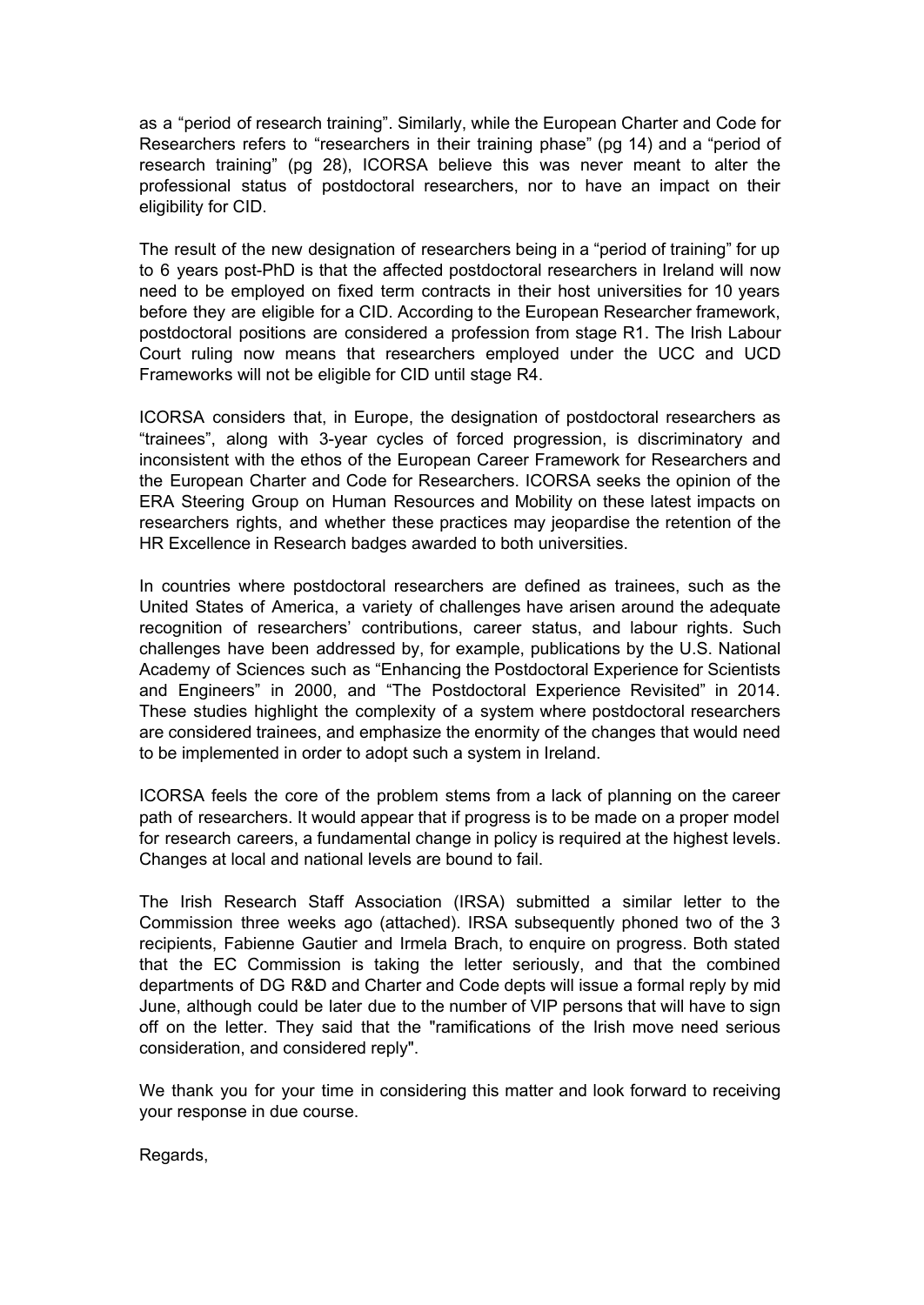as a "period of research training". Similarly, while the European Charter and Code for Researchers refers to "researchers in their training phase" (pg 14) and a "period of research training" (pg 28), ICORSA believe this was never meant to alter the professional status of postdoctoral researchers, nor to have an impact on their eligibility for CID.

The result of the new designation of researchers being in a "period of training" for up to 6 years post-PhD is that the affected postdoctoral researchers in Ireland will now need to be employed on fixed term contracts in their host universities for 10 years before they are eligible for a CID. According to the European Researcher framework, postdoctoral positions are considered a profession from stage R1. The Irish Labour Court ruling now means that researchers employed under the UCC and UCD Frameworks will not be eligible for CID until stage R4.

ICORSA considers that, in Europe, the designation of postdoctoral researchers as "trainees", along with 3-year cycles of forced progression, is discriminatory and inconsistent with the ethos of the European Career Framework for Researchers and the European Charter and Code for Researchers. ICORSA seeks the opinion of the ERA Steering Group on Human Resources and Mobility on these latest impacts on researchers rights, and whether these practices may jeopardise the retention of the HR Excellence in Research badges awarded to both universities.

In countries where postdoctoral researchers are defined as trainees, such as the United States of America, a variety of challenges have arisen around the adequate recognition of researchers' contributions, career status, and labour rights. Such challenges have been addressed by, for example, publications by the U.S. National Academy of Sciences such as "Enhancing the Postdoctoral Experience for Scientists and Engineers" in 2000, and "The Postdoctoral Experience Revisited" in 2014. These studies highlight the complexity of a system where postdoctoral researchers are considered trainees, and emphasize the enormity of the changes that would need to be implemented in order to adopt such a system in Ireland.

ICORSA feels the core of the problem stems from a lack of planning on the career path of researchers. It would appear that if progress is to be made on a proper model for research careers, a fundamental change in policy is required at the highest levels. Changes at local and national levels are bound to fail.

The Irish Research Staff Association (IRSA) submitted a similar letter to the Commission three weeks ago (attached). IRSA subsequently phoned two of the 3 recipients, Fabienne Gautier and Irmela Brach, to enquire on progress. Both stated that the EC Commission is taking the letter seriously, and that the combined departments of DG R&D and Charter and Code depts will issue a formal reply by mid June, although could be later due to the number of VIP persons that will have to sign off on the letter. They said that the "ramifications of the Irish move need serious consideration, and considered reply".

We thank you for your time in considering this matter and look forward to receiving your response in due course.

Regards,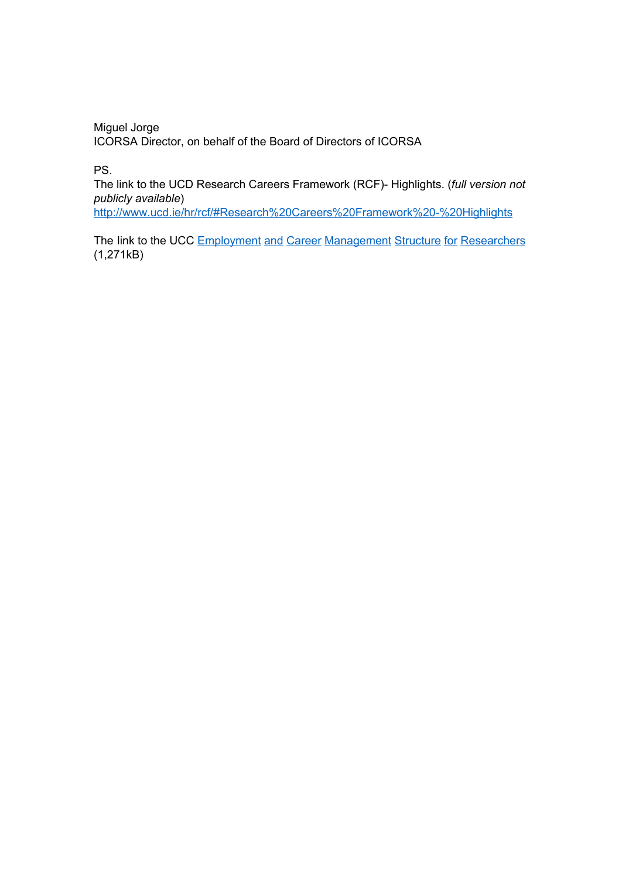Miguel Jorge
ICORSA Director, on behalf of the Board of Directors of ICORSA

PS.
The link to the UCD Research Careers Framework (RCF)- Highlights. (*full version not publicly available*)
http://www.ucd.ie/hr/rcf/#Research%20Careers%20Framework%20-%20Highlights

The link to the UCC Employment and Career Management Structure for Researchers (1,271kB)